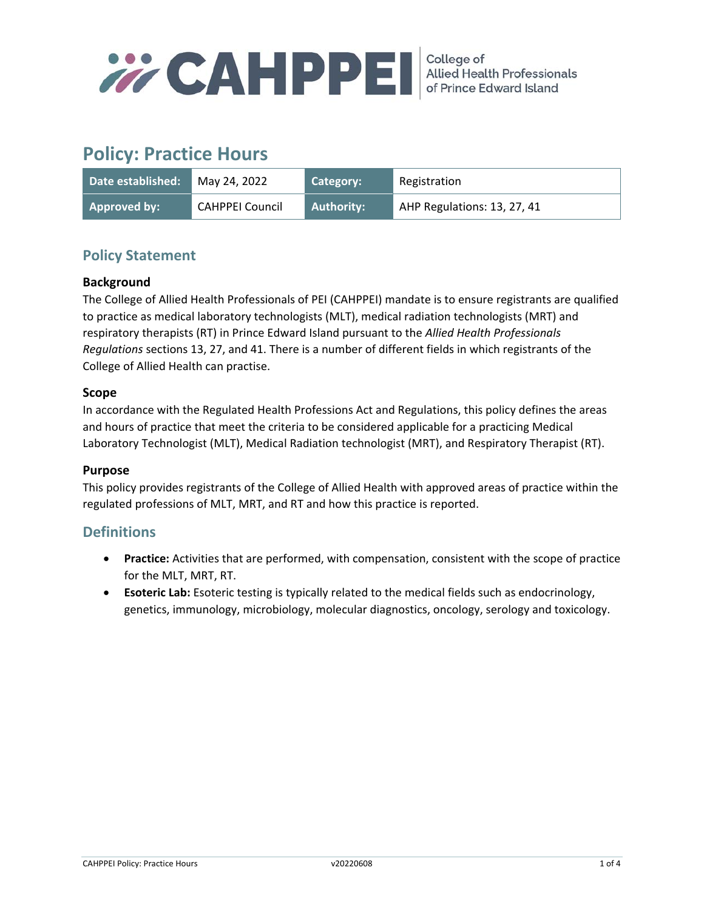CAHPPEI College of Allied Health Professionals of Prince Edward Island

# Policy: Practice Hours

| Date established: | May 24, 2022 | Category: | Registration |
|---|---|---|---|
| Approved by: | CAHPPEI Council | Authority: | AHP Regulations: 13, 27, 41 |

## Policy Statement

### Background

The College of Allied Health Professionals of PEI (CAHPPEI) mandate is to ensure registrants are qualified to practice as medical laboratory technologists (MLT), medical radiation technologists (MRT) and respiratory therapists (RT) in Prince Edward Island pursuant to the *Allied Health Professionals Regulations* sections 13, 27, and 41. There is a number of different fields in which registrants of the College of Allied Health can practise.

### Scope

In accordance with the Regulated Health Professions Act and Regulations, this policy defines the areas and hours of practice that meet the criteria to be considered applicable for a practicing Medical Laboratory Technologist (MLT), Medical Radiation technologist (MRT), and Respiratory Therapist (RT).

### Purpose

This policy provides registrants of the College of Allied Health with approved areas of practice within the regulated professions of MLT, MRT, and RT and how this practice is reported.

## Definitions

- **Practice:** Activities that are performed, with compensation, consistent with the scope of practice for the MLT, MRT, RT.
- **Esoteric Lab:** Esoteric testing is typically related to the medical fields such as endocrinology, genetics, immunology, microbiology, molecular diagnostics, oncology, serology and toxicology.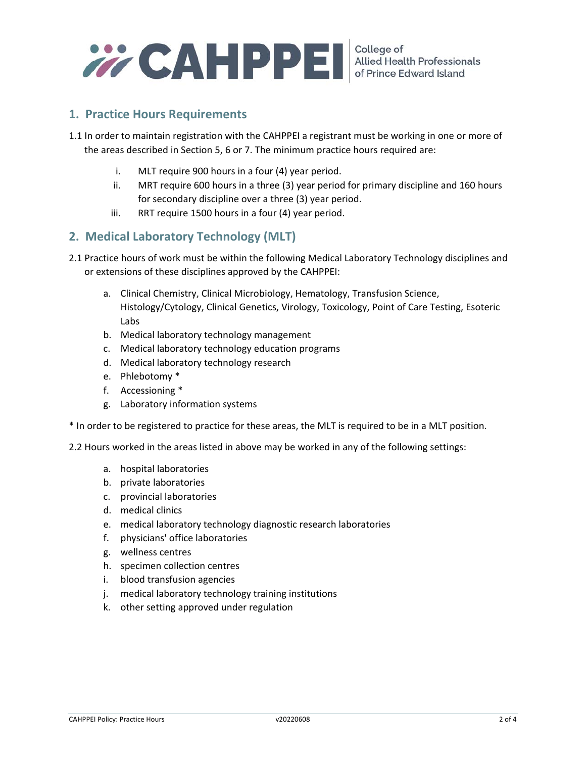## 1. Practice Hours Requirements

1.1 In order to maintain registration with the CAHPPEI a registrant must be working in one or more of the areas described in Section 5, 6 or 7. The minimum practice hours required are:

i. MLT require 900 hours in a four (4) year period.
ii. MRT require 600 hours in a three (3) year period for primary discipline and 160 hours for secondary discipline over a three (3) year period.
iii. RRT require 1500 hours in a four (4) year period.

## 2. Medical Laboratory Technology (MLT)

2.1 Practice hours of work must be within the following Medical Laboratory Technology disciplines and or extensions of these disciplines approved by the CAHPPEI:

a. Clinical Chemistry, Clinical Microbiology, Hematology, Transfusion Science, Histology/Cytology, Clinical Genetics, Virology, Toxicology, Point of Care Testing, Esoteric Labs
b. Medical laboratory technology management
c. Medical laboratory technology education programs
d. Medical laboratory technology research
e. Phlebotomy *
f. Accessioning *
g. Laboratory information systems

* In order to be registered to practice for these areas, the MLT is required to be in a MLT position.

2.2 Hours worked in the areas listed in above may be worked in any of the following settings:

a. hospital laboratories
b. private laboratories
c. provincial laboratories
d. medical clinics
e. medical laboratory technology diagnostic research laboratories
f. physicians' office laboratories
g. wellness centres
h. specimen collection centres
i. blood transfusion agencies
j. medical laboratory technology training institutions
k. other setting approved under regulation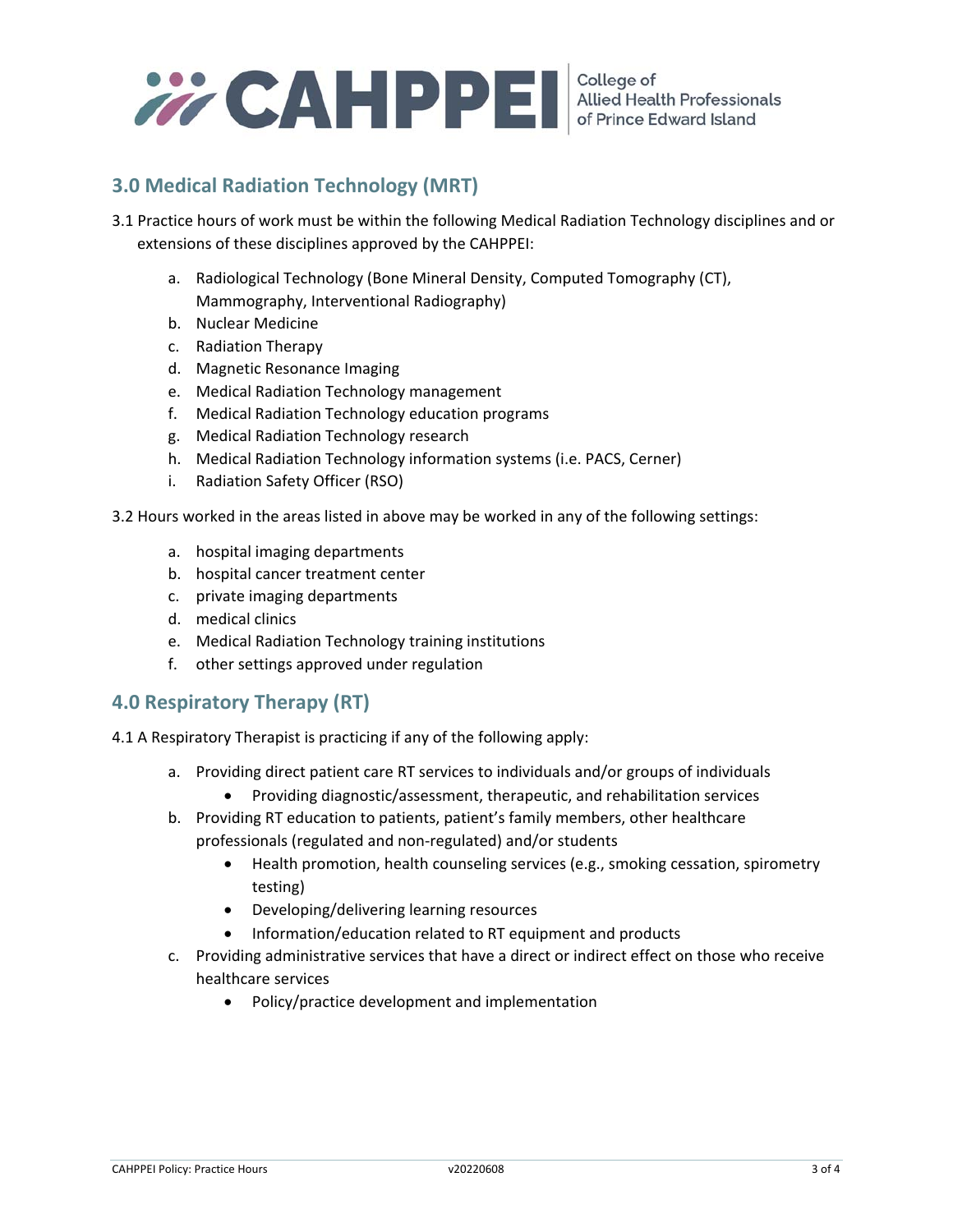## 3.0 Medical Radiation Technology (MRT)

3.1 Practice hours of work must be within the following Medical Radiation Technology disciplines and or extensions of these disciplines approved by the CAHPPEI:

a. Radiological Technology (Bone Mineral Density, Computed Tomography (CT), Mammography, Interventional Radiography)
b. Nuclear Medicine
c. Radiation Therapy
d. Magnetic Resonance Imaging
e. Medical Radiation Technology management
f. Medical Radiation Technology education programs
g. Medical Radiation Technology research
h. Medical Radiation Technology information systems (i.e. PACS, Cerner)
i. Radiation Safety Officer (RSO)

3.2 Hours worked in the areas listed in above may be worked in any of the following settings:

a. hospital imaging departments
b. hospital cancer treatment center
c. private imaging departments
d. medical clinics
e. Medical Radiation Technology training institutions
f. other settings approved under regulation

## 4.0 Respiratory Therapy (RT)

4.1 A Respiratory Therapist is practicing if any of the following apply:

a. Providing direct patient care RT services to individuals and/or groups of individuals
   - Providing diagnostic/assessment, therapeutic, and rehabilitation services
b. Providing RT education to patients, patient's family members, other healthcare professionals (regulated and non-regulated) and/or students
   - Health promotion, health counseling services (e.g., smoking cessation, spirometry testing)
   - Developing/delivering learning resources
   - Information/education related to RT equipment and products
c. Providing administrative services that have a direct or indirect effect on those who receive healthcare services
   - Policy/practice development and implementation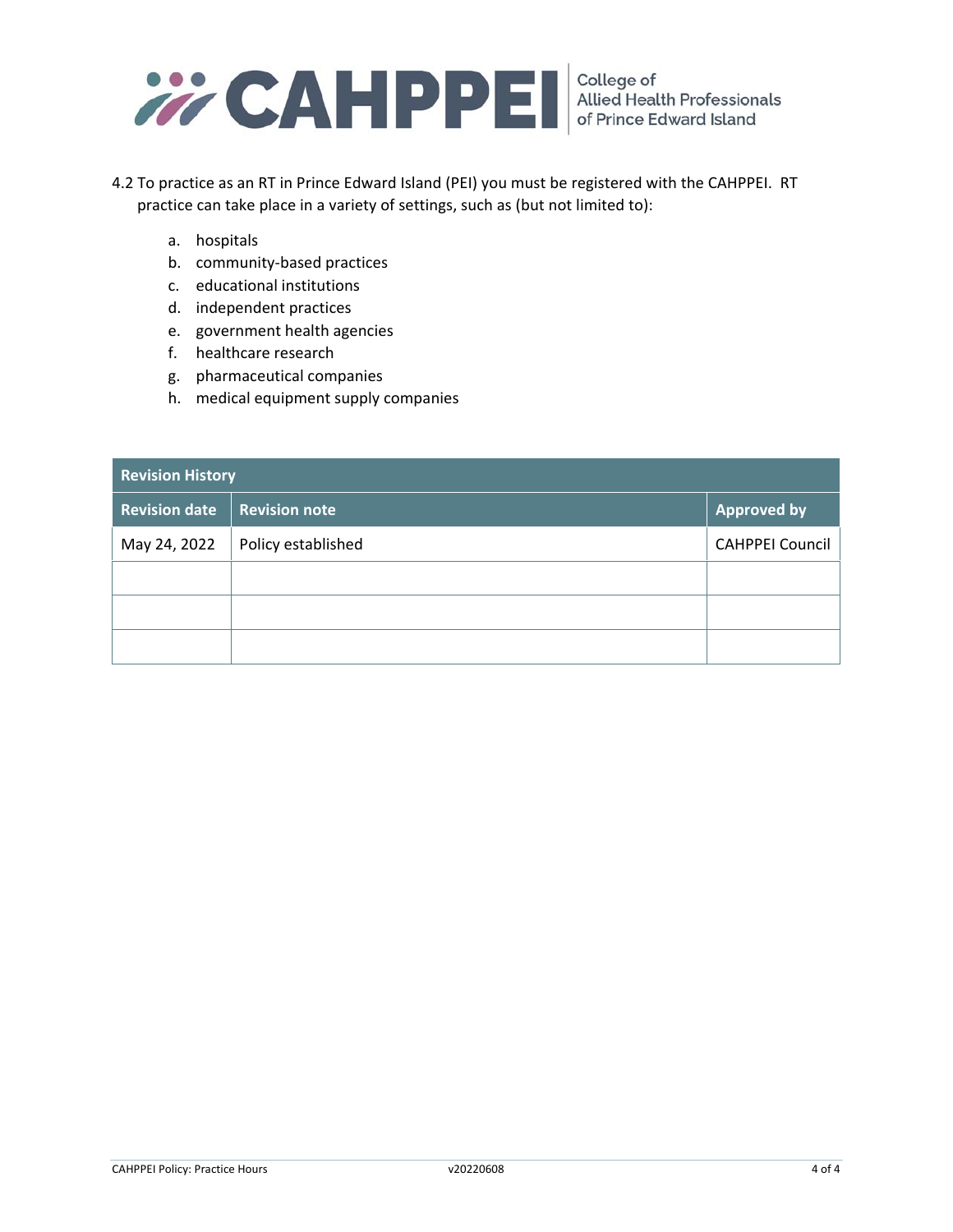4.2 To practice as an RT in Prince Edward Island (PEI) you must be registered with the CAHPPEI. RT practice can take place in a variety of settings, such as (but not limited to):

a. hospitals
b. community-based practices
c. educational institutions
d. independent practices
e. government health agencies
f. healthcare research
g. pharmaceutical companies
h. medical equipment supply companies

| Revision History | | |
|---|---|---|
| **Revision date** | **Revision note** | **Approved by** |
| May 24, 2022 | Policy established | CAHPPEI Council |
| | | |
| | | |
| | | |